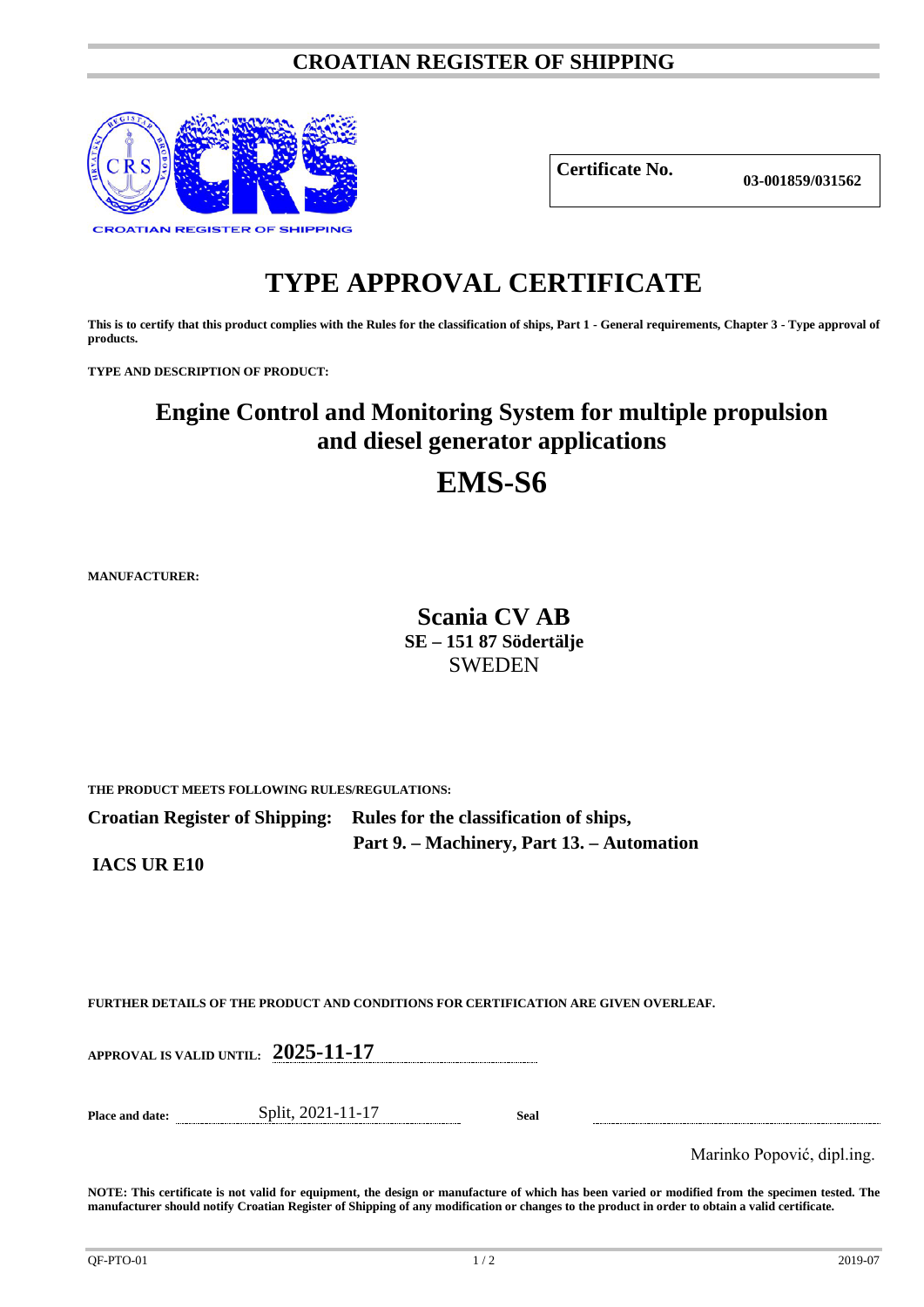# CROATIAN REGISTER OF SHIPPING

CROATIAN REGISTER OF SHIPPING

| **Certificate No.** | **03-001859/031562** |
|---|---|

# TYPE APPROVAL CERTIFICATE

**This is to certify that this product complies with the Rules for the classification of ships, Part 1 - General requirements, Chapter 3 - Type approval of products.**

**TYPE AND DESCRIPTION OF PRODUCT:**

## Engine Control and Monitoring System for multiple propulsion and diesel generator applications

## EMS-S6

**MANUFACTURER:**

**Scania CV AB**
**SE – 151 87 Södertälje**
SWEDEN

**THE PRODUCT MEETS FOLLOWING RULES/REGULATIONS:**

**Croatian Register of Shipping:** **Rules for the classification of ships,**
**Part 9. – Machinery, Part 13. – Automation**

**IACS UR E10**

**FURTHER DETAILS OF THE PRODUCT AND CONDITIONS FOR CERTIFICATION ARE GIVEN OVERLEAF.**

**APPROVAL IS VALID UNTIL:** **2025-11-17**

**Place and date:** Split, 2021-11-17 **Seal**

Marinko Popović, dipl.ing.

**NOTE: This certificate is not valid for equipment, the design or manufacture of which has been varied or modified from the specimen tested. The manufacturer should notify Croatian Register of Shipping of any modification or changes to the product in order to obtain a valid certificate.**

QF-PTO-01 2019-07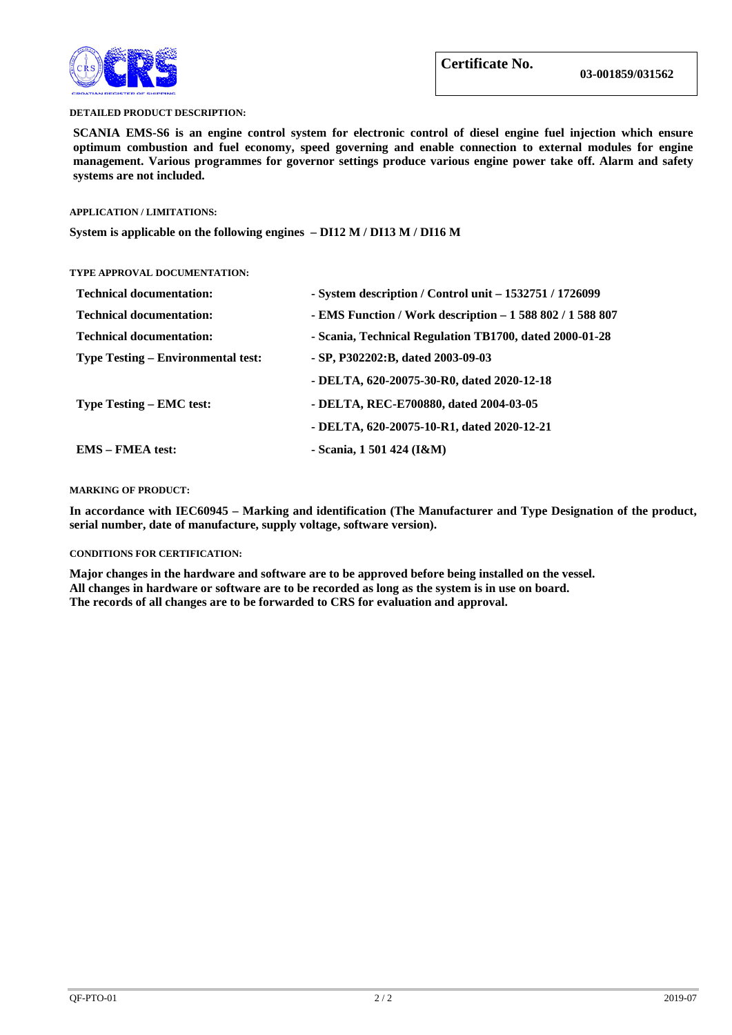**Certificate No.** 03-001859/031562

**DETAILED PRODUCT DESCRIPTION:**

**SCANIA EMS-S6 is an engine control system for electronic control of diesel engine fuel injection which ensure optimum combustion and fuel economy, speed governing and enable connection to external modules for engine management. Various programmes for governor settings produce various engine power take off. Alarm and safety systems are not included.**

**APPLICATION / LIMITATIONS:**

**System is applicable on the following engines – DI12 M / DI13 M / DI16 M**

**TYPE APPROVAL DOCUMENTATION:**

| | |
|---|---|
| **Technical documentation:** | **- System description / Control unit – 1532751 / 1726099** |
| **Technical documentation:** | **- EMS Function / Work description – 1 588 802 / 1 588 807** |
| **Technical documentation:** | **- Scania, Technical Regulation TB1700, dated 2000-01-28** |
| **Type Testing – Environmental test:** | **- SP, P302202:B, dated 2003-09-03** |
| | **- DELTA, 620-20075-30-R0, dated 2020-12-18** |
| **Type Testing – EMC test:** | **- DELTA, REC-E700880, dated 2004-03-05** |
| | **- DELTA, 620-20075-10-R1, dated 2020-12-21** |
| **EMS – FMEA test:** | **- Scania, 1 501 424 (I&M)** |

**MARKING OF PRODUCT:**

**In accordance with IEC60945 – Marking and identification (The Manufacturer and Type Designation of the product, serial number, date of manufacture, supply voltage, software version).**

**CONDITIONS FOR CERTIFICATION:**

**Major changes in the hardware and software are to be approved before being installed on the vessel.**
**All changes in hardware or software are to be recorded as long as the system is in use on board.**
**The records of all changes are to be forwarded to CRS for evaluation and approval.**